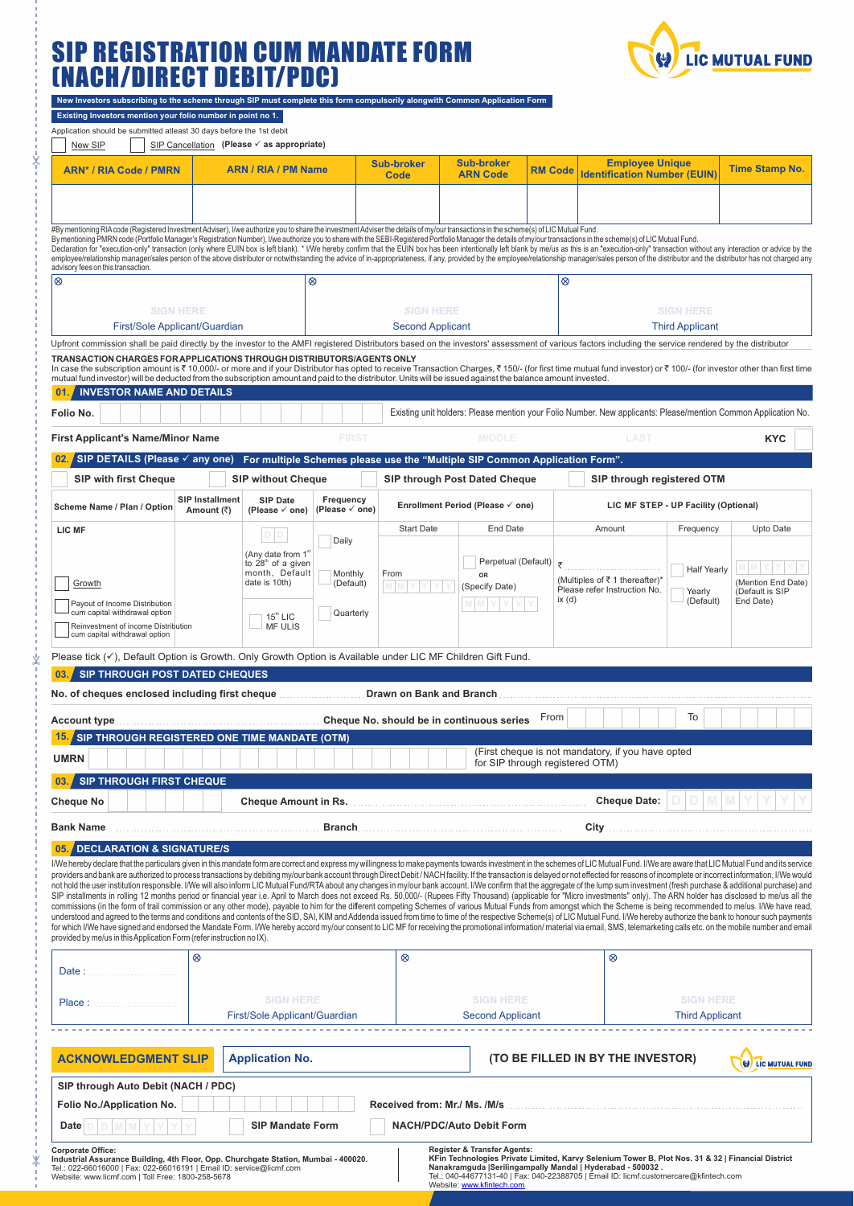# SIP REGISTRATION CUM MANDATE FORM (NACH/DIRECT DEBIT/PDC)

LIC MUTUAL FUND

**New Investors subscribing to the scheme through SIP must complete this form compulsorily alongwith Common Application Form**

**Existing Investors mention your folio number in point no 1.**

Application should be submitted atleast 30 days before the 1st debit

☐ New SIP ☐ SIP Cancellation **(Please ✓ as appropriate)**

| ARN* / RIA Code / PMRN | ARN / RIA / PM Name | Sub-broker Code | Sub-broker ARN Code | RM Code | Employee Unique Identification Number (EUIN) | Time Stamp No. |
|---|---|---|---|---|---|---|
| | | | | | | |

#By mentioning RIA code (Registered Investment Adviser), I/we authorize you to share the investment Adviser the details of my/our transactions in the scheme(s) of LIC Mutual Fund.
By mentioning PMRN code (Portfolio Manager's Registration Number), I/we authorize you to share with the SEBI-Registered Portfolio Manager the details of my/our transactions in the scheme(s) of LIC Mutual Fund.
Declaration for "execution-only" transaction (only where EUIN box is left blank). * I/We hereby confirm that the EUIN box has been intentionally left blank by me/us as this is an "execution-only" transaction without any interaction or advice by the employee/relationship manager/sales person of the above distributor or notwithstanding the advice of in-appropriateness, if any, provided by the employee/relationship manager/sales person of the distributor and the distributor has not charged any advisory fees on this transaction.

| SIGN HERE | SIGN HERE | SIGN HERE |
|---|---|---|
| First/Sole Applicant/Guardian | Second Applicant | Third Applicant |

Upfront commission shall be paid directly by the investor to the AMFI registered Distributors based on the investors' assessment of various factors including the service rendered by the distributor

**TRANSACTION CHARGES FOR APPLICATIONS THROUGH DISTRIBUTORS/AGENTS ONLY**
In case the subscription amount is ₹ 10,000/- or more and if your Distributor has opted to receive Transaction Charges, ₹ 150/- (for first time mutual fund investor) or ₹ 100/- (for investor other than first time mutual fund investor) will be deducted from the subscription amount and paid to the distributor. Units will be issued against the balance amount invested.

## 01. INVESTOR NAME AND DETAILS

**Folio No.** ______ Existing unit holders: Please mention your Folio Number. New applicants: Please/mention Common Application No.

**First Applicant's Name/Minor Name** FIRST ______ MIDDLE ______ LAST ______ **KYC** ☐

## 02. SIP DETAILS (Please ✓ any one) For multiple Schemes please use the "Multiple SIP Common Application Form".

☐ **SIP with first Cheque** ☐ **SIP without Cheque** ☐ **SIP through Post Dated Cheque** ☐ **SIP through registered OTM**

| Scheme Name / Plan / Option | SIP Installment Amount (₹) | SIP Date (Please ✓ one) | Frequency (Please ✓ one) | Enrollment Period (Please ✓ one) | | LIC MF STEP - UP Facility (Optional) | | |
|---|---|---|---|---|---|---|---|---|
| | | | | Start Date | End Date | Amount | Frequency | Upto Date |
| LIC MF ______ ☐ Growth ☐ Payout of Income Distribution cum capital withdrawal option ☐ Reinvestment of income Distribution cum capital withdrawal option | | D D (Any date from 1st to 28th of a given month, Default date is 10th) ☐ 15th LIC MF ULIS | ☐ Daily ☐ Monthly (Default) ☐ Quarterly | From M M Y Y Y Y | ☐ Perpetual (Default) OR (Specify Date) M M Y Y Y Y | ₹ ______ (Multiples of ₹ 1 thereafter)* Please refer Instruction No. ix (d) | ☐ Half Yearly ☐ Yearly (Default) | M M Y Y Y Y (Mention End Date) (Default is SIP End Date) |

Please tick (✓), Default Option is Growth. Only Growth Option is Available under LIC MF Children Gift Fund.

## 03. SIP THROUGH POST DATED CHEQUES

**No. of cheques enclosed including first cheque** ______ **Drawn on Bank and Branch** ______

**Account type** ______ **Cheque No. should be in continuous series** From ______ To ______

## 15. SIP THROUGH REGISTERED ONE TIME MANDATE (OTM)

**UMRN** ______ (First cheque is not mandatory, if you have opted for SIP through registered OTM)

## 03. SIP THROUGH FIRST CHEQUE

**Cheque No** ______ **Cheque Amount in Rs.** ______ **Cheque Date:** D D M M Y Y Y Y

**Bank Name** ______ **Branch** ______ **City** ______

## 05. DECLARATION & SIGNATURE/S

I/We hereby declare that the particulars given in this mandate form are correct and express my willingness to make payments towards investment in the schemes of LIC Mutual Fund. I/We are aware that LIC Mutual Fund and its service providers and bank are authorized to process transactions by debiting my/our bank account through Direct Debit / NACH facility. If the transaction is delayed or not effected for reasons of incomplete or incorrect information, I/We would not hold the user institution responsible. I/We will also inform LIC Mutual Fund/RTA about any changes in my/our bank account. I/We confirm that the aggregate of the lump sum investment (fresh purchase & additional purchase) and SIP installments in rolling 12 months period or financial year i.e. April to March does not exceed Rs. 50,000/- (Rupees Fifty Thousand) (applicable for "Micro investments" only). The ARN holder has disclosed to me/us all the commissions (in the form of trail commission or any other mode), payable to him for the different competing Schemes of various Mutual Funds from amongst which the Scheme is being recommended to me/us. I/We have read, understood and agreed to the terms and conditions and contents of the SID, SAI, KIM and Addenda issued from time to time of the respective Scheme(s) of LIC Mutual Fund. I/We hereby authorize the bank to honour such payments for which I/We have signed and endorsed the Mandate Form. I/We hereby accord my/our consent to LIC MF for receiving the promotional information/ material via email, SMS, telemarketing calls etc. on the mobile number and email provided by me/us in this Application Form (refer instruction no IX).

| Date : ______ Place : ______ | SIGN HERE | SIGN HERE | SIGN HERE |
|---|---|---|---|
| | First/Sole Applicant/Guardian | Second Applicant | Third Applicant |

---

**ACKNOWLEDGMENT SLIP** | **Application No.** ______ | **(TO BE FILLED IN BY THE INVESTOR)** LIC MUTUAL FUND

**SIP through Auto Debit (NACH / PDC)**

**Folio No./Application No.** ______ **Received from: Mr./ Ms. /M/s** ______

**Date** D D M M Y Y Y Y ☐ **SIP Mandate Form** ☐ **NACH/PDC/Auto Debit Form**

**Corporate Office:**
**Industrial Assurance Building, 4th Floor, Opp. Churchgate Station, Mumbai - 400020.**
Tel.: 022-66016000 | Fax: 022-66016191 | Email ID: service@licmf.com
Website: www.licmf.com | Toll Free: 1800-258-5678

**Register & Transfer Agents:**
**KFin Technologies Private Limited, Karvy Selenium Tower B, Plot Nos. 31 & 32 | Financial District Nanakramguda |Serilingampally Mandal | Hyderabad - 500032 .**
Tel.: 040-44677131-40 | Fax: 040-22388705 | Email ID: licmf.customercare@kfintech.com
Website: www.kfintech.com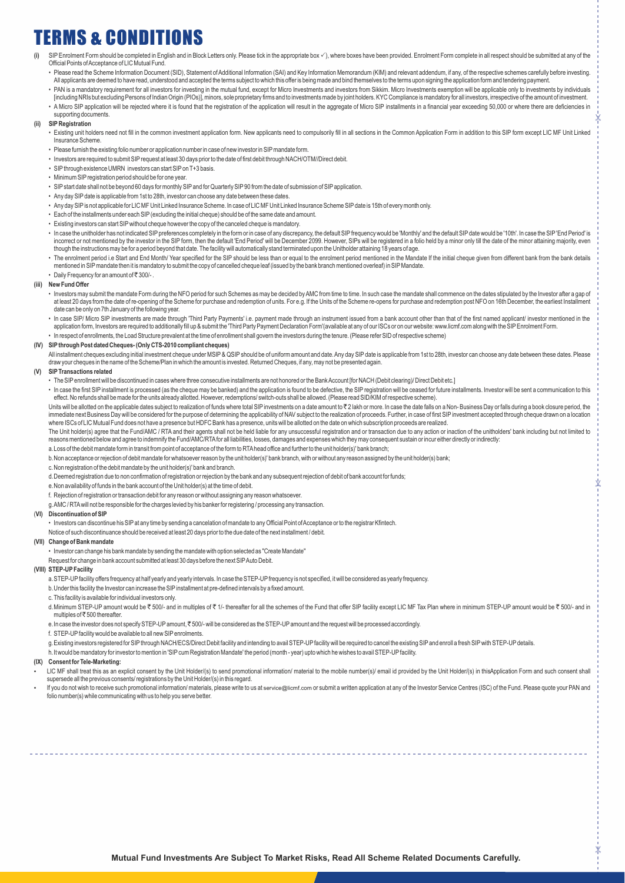# TERMS & CONDITIONS

**(i)** SIP Enrolment Form should be completed in English and in Block Letters only. Please tick in the appropriate box ✓), where boxes have been provided. Enrolment Form complete in all respect should be submitted at any of the Official Points of Acceptance of LIC Mutual Fund.

- Please read the Scheme Information Document (SID), Statement of Additional Information (SAI) and Key Information Memorandum (KIM) and relevant addendum, if any, of the respective schemes carefully before investing. All applicants are deemed to have read, understood and accepted the terms subject to which this offer is being made and bind themselves to the terms upon signing the application form and tendering payment.
- PAN is a mandatory requirement for all investors for investing in the mutual fund, except for Micro Investments and investors from Sikkim. Micro Investments exemption will be applicable only to investments by individuals [including NRIs but excluding Persons of Indian Origin (PIOs)], minors, sole proprietary firms and to investments made by joint holders. KYC Compliance is mandatory for all investors, irrespective of the amount of investment.
- A Micro SIP application will be rejected where it is found that the registration of the application will result in the aggregate of Micro SIP installments in a financial year exceeding 50,000 or where there are deficiencies in supporting documents.

**(ii) SIP Registration**

- Existing unit holders need not fill in the common investment application form. New applicants need to compulsorily fill in all sections in the Common Application Form in addition to this SIP form except LIC MF Unit Linked Insurance Scheme.
- Please furnish the existing folio number or application number in case of new investor in SIP mandate form.
- Investors are required to submit SIP request at least 30 days prior to the date of first debit through NACH/OTM//Direct debit.
- SIP through existence UMRN investors can start SIP on T+3 basis.
- Minimum SIP registration period should be for one year.
- SIP start date shall not be beyond 60 days for monthly SIP and for Quarterly SIP 90 from the date of submission of SIP application.
- Any day SIP date is applicable from 1st to 28th, investor can choose any date between these dates.
- Any day SIP is not applicable for LIC MF Unit Linked Insurance Scheme. In case of LIC MF Unit Linked Insurance Scheme SIP date is 15th of every month only.
- Each of the installments under each SIP (excluding the initial cheque) should be of the same date and amount.
- Existing investors can start SIP without cheque however the copy of the canceled cheque is mandatory.
- In case the unitholder has not indicated SIP preferences completely in the form or in case of any discrepancy, the default SIP frequency would be 'Monthly' and the default SIP date would be '10th'. In case the SIP 'End Period' is incorrect or not mentioned by the investor in the SIP form, then the default 'End Period' will be December 2099. However, SIPs will be registered in a folio held by a minor only till the date of the minor attaining majority, even though the instructions may be for a period beyond that date. The facility will automatically stand terminated upon the Unitholder attaining 18 years of age.
- The enrolment period i.e Start and End Month/ Year specified for the SIP should be less than or equal to the enrolment period mentioned in the Mandate If the initial cheque given from different bank from the bank details mentioned in SIP mandate then it is mandatory to submit the copy of cancelled cheque leaf (issued by the bank branch mentioned overleaf) in SIP Mandate.
- Daily Frequency for an amount of ₹ 300/- .

**(iii) New Fund Offer**

- Investors may submit the mandate Form during the NFO period for such Schemes as may be decided by AMC from time to time. In such case the mandate shall commence on the dates stipulated by the Investor after a gap of at least 20 days from the date of re-opening of the Scheme for purchase and redemption of units. For e.g. If the Units of the Scheme re-opens for purchase and redemption post NFO on 16th December, the earliest Installment date can be only on 7th January of the following year.
- In case SIP/ Micro SIP investments are made through 'Third Party Payments' i.e. payment made through an instrument issued from a bank account other than that of the first named applicant/ investor mentioned in the application form, Investors are required to additionally fill up & submit the 'Third Party Payment Declaration Form'(available at any of our ISCs or on our website: www.licmf.com along with the SIP Enrolment Form.
- In respect of enrollments, the Load Structure prevalent at the time of enrollment shall govern the investors during the tenure. (Please refer SID of respective scheme)

**(IV) SIP through Post dated Cheques- (Only CTS-2010 compliant cheques)**

All installment cheques excluding initial investment cheque under MSIP & QSIP should be of uniform amount and date. Any day SIP date is applicable from 1st to 28th, investor can choose any date between these dates. Please draw your cheques in the name of the Scheme/Plan in which the amount is invested. Returned Cheques, if any, may not be presented again.

**(V) SIP Transactions related**

- The SIP enrollment will be discontinued in cases where three consecutive installments are not honored or the Bank Account [for NACH (Debit clearing)/ Direct Debit etc.]
- In case the first SIP installment is processed (as the cheque may be banked) and the application is found to be defective, the SIP registration will be ceased for future installments. Investor will be sent a communication to this effect. No refunds shall be made for the units already allotted. However, redemptions/ switch-outs shall be allowed. (Please read SID/KIM of respective scheme).

Units will be allotted on the applicable dates subject to realization of funds where total SIP investments on a date amount to ₹ 2 lakh or more. In case the date falls on a Non- Business Day or falls during a book closure period, the immediate next Business Day will be considered for the purpose of determining the applicability of NAV subject to the realization of proceeds. Further, in case of first SIP investment accepted through cheque drawn on a location where ISCs of LIC Mutual Fund does not have a presence but HDFC Bank has a presence, units will be allotted on the date on which subscription proceeds are realized.

The Unit holder(s) agree that the Fund/AMC / RTA and their agents shall not be held liable for any unsuccessful registration and or transaction due to any action or inaction of the unitholders' bank including but not limited to reasons mentioned below and agree to indemnify the Fund/AMC/RTA for all liabilities, losses, damages and expenses which they may consequent sustain or incur either directly or indirectly:

a. Loss of the debit mandate form in transit from point of acceptance of the form to RTA head office and further to the unit holder(s)' bank branch;

b. Non acceptance or rejection of debit mandate for whatsoever reason by the unit holder(s)' bank branch, with or without any reason assigned by the unit holder(s) bank;

c. Non registration of the debit mandate by the unit holder(s)' bank and branch.

d. Deemed registration due to non confirmation of registration or rejection by the bank and any subsequent rejection of debit of bank account for funds;

e. Non availability of funds in the bank account of the Unit holder(s) at the time of debit.

f. Rejection of registration or transaction debit for any reason or without assigning any reason whatsoever.

g. AMC / RTA will not be responsible for the charges levied by his banker for registering / processing any transaction.

**(VI) Discontinuation of SIP**

- Investors can discontinue his SIP at any time by sending a cancelation of mandate to any Official Point of Acceptance or to the registrar Kfintech.

Notice of such discontinuance should be received at least 20 days prior to the due date of the next installment / debit.

**(VII) Change of Bank mandate**

- Investor can change his bank mandate by sending the mandate with option selected as "Create Mandate"

Request for change in bank account submitted at least 30 days before the next SIP Auto Debit.

**(VIII) STEP-UP Facility**

a. STEP-UP facility offers frequency at half yearly and yearly intervals. In case the STEP-UP frequency is not specified, it will be considered as yearly frequency.

b. Under this facility the Investor can increase the SIP installment at pre-defined intervals by a fixed amount.

c. This facility is available for individual investors only.

d. Minimum STEP-UP amount would be ₹ 500/- and in multiples of ₹ 1/- thereafter for all the schemes of the Fund that offer SIP facility except LIC MF Tax Plan where in minimum STEP-UP amount would be ₹ 500/- and in multiples of ₹ 500 thereafter.

e. In case the investor does not specify STEP-UP amount, ₹ 500/- will be considered as the STEP-UP amount and the request will be processed accordingly.

f. STEP-UP facility would be available to all new SIP enrolments.

g. Existing investors registered for SIP through NACH/ECS/Direct Debit facility and intending to avail STEP-UP facility will be required to cancel the existing SIP and enroll a fresh SIP with STEP-UP details.

h. It would be mandatory for investor to mention in 'SIP cum Registration Mandate' the period (month - year) upto which he wishes to avail STEP-UP facility.

**(IX) Consent for Tele-Marketing:**

- LIC MF shall treat this as an explicit consent by the Unit Holder/(s) to send promotional information/ material to the mobile number(s)/ email id provided by the Unit Holder/(s) in thisApplication Form and such consent shall supersede all the previous consents/ registrations by the Unit Holder/(s) in this regard.
- If you do not wish to receive such promotional information/ materials, please write to us at service@licmf.com or submit a written application at any of the Investor Service Centres (ISC) of the Fund. Please quote your PAN and folio number(s) while communicating with us to help you serve better.

**Mutual Fund Investments Are Subject To Market Risks, Read All Scheme Related Documents Carefully.**